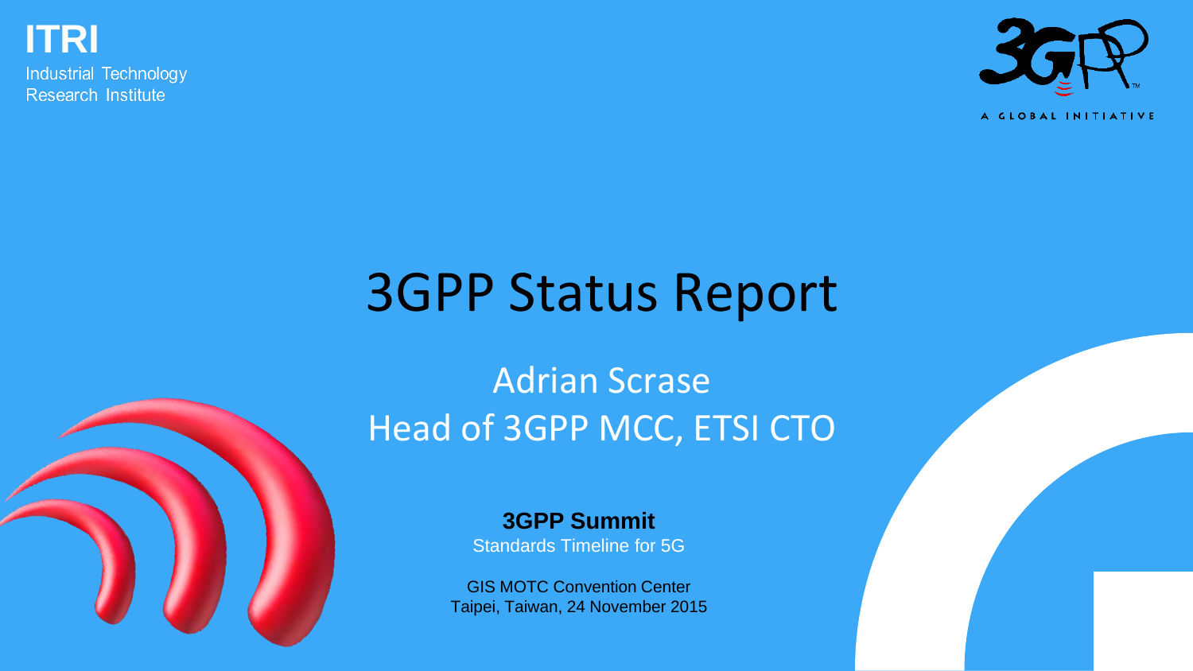ITRI

Industrial Technology Research Institute

A GLOBAL INITIATIVE

# 3GPP Status Report

## Adrian Scrase
## Head of 3GPP MCC, ETSI CTO

**3GPP Summit**

Standards Timeline for 5G

GIS MOTC Convention Center

Taipei, Taiwan, 24 November 2015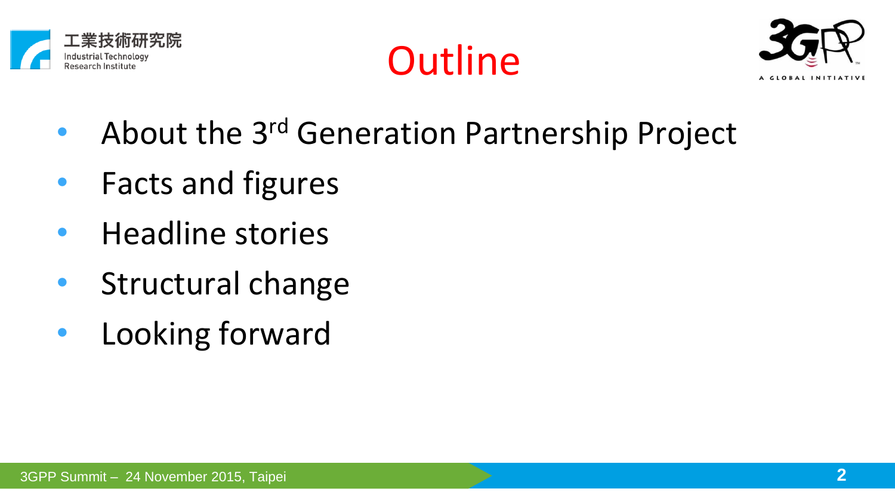# Outline

- About the 3rd Generation Partnership Project
- Facts and figures
- Headline stories
- Structural change
- Looking forward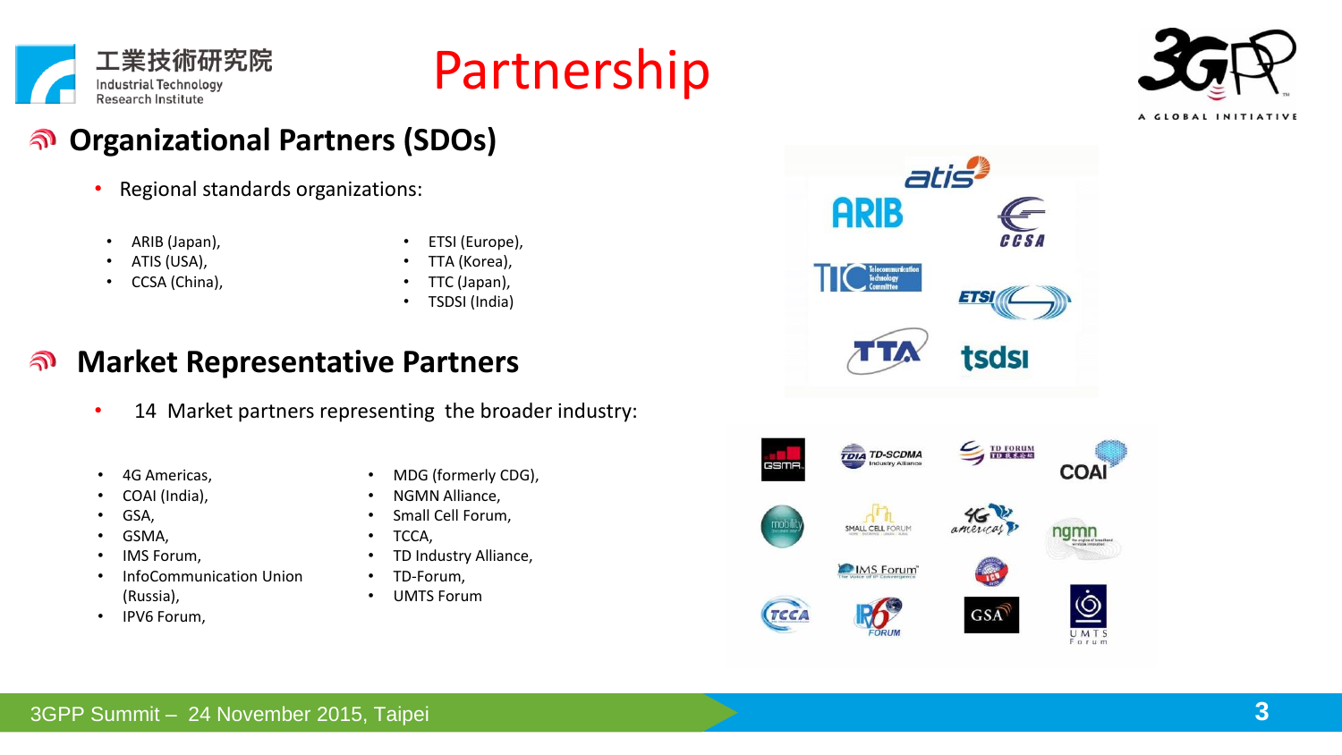# Partnership

## Organizational Partners (SDOs)

- Regional standards organizations:
  - ARIB (Japan),
  - ATIS (USA),
  - CCSA (China),
  - ETSI (Europe),
  - TTA (Korea),
  - TTC (Japan),
  - TSDSI (India)

## Market Representative Partners

- 14 Market partners representing the broader industry:
  - 4G Americas,
  - COAI (India),
  - GSA,
  - GSMA,
  - IMS Forum,
  - InfoCommunication Union (Russia),
  - IPV6 Forum,
  - MDG (formerly CDG),
  - NGMN Alliance,
  - Small Cell Forum,
  - TCCA,
  - TD Industry Alliance,
  - TD-Forum,
  - UMTS Forum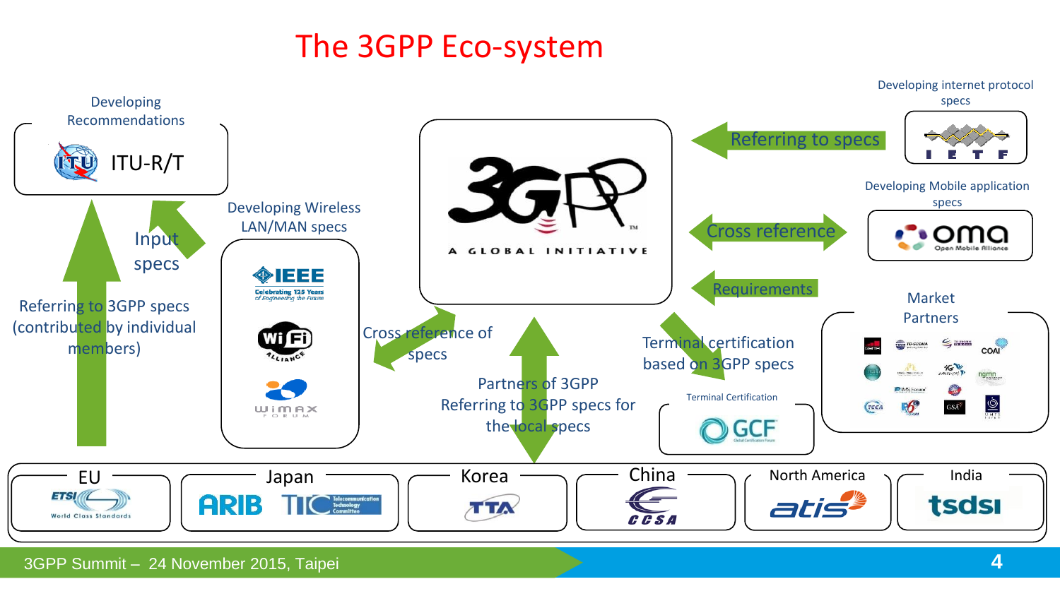# The 3GPP Eco-system

Developing Recommendations

ITU-R/T

Input specs

Referring to 3GPP specs (contributed by individual members)

Developing Wireless LAN/MAN specs

IEEE

Celebrating 125 Years of Engineering the Future

Wi-Fi Alliance

WiMAX Forum

3GPP A GLOBAL INITIATIVE

Cross reference of specs

Partners of 3GPP Referring to 3GPP specs for the local specs

Developing internet protocol specs

IETF

Referring to specs

Developing Mobile application specs

oma Open Mobile Alliance

Cross reference

Requirements

Market Partners

Terminal certification based on 3GPP specs

Terminal Certification

GCF

EU

ETSI World Class Standards

Japan

ARIB TTC

Korea

TTA

China

CCSA

North America

atis

India

tsdsi

3GPP Summit – 24 November 2015, Taipei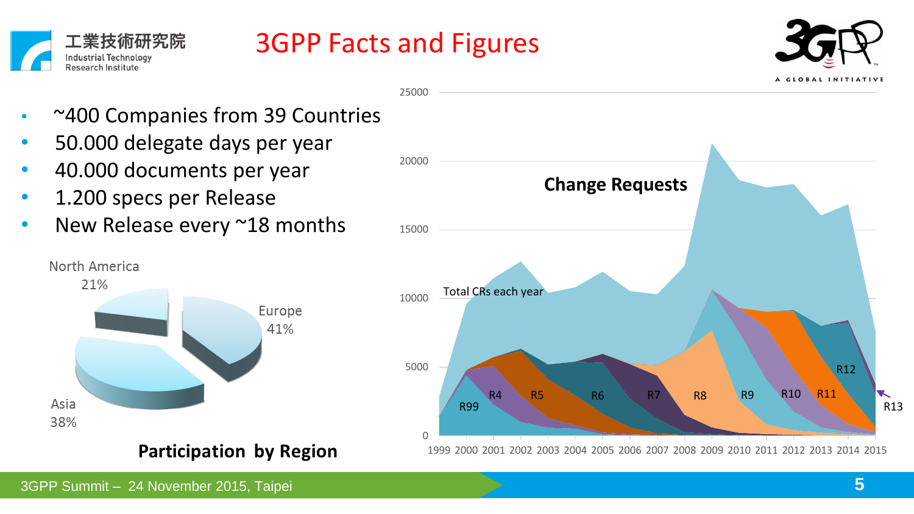# 3GPP Facts and Figures

- ~400 Companies from 39 Countries
- 50.000 delegate days per year
- 40.000 documents per year
- 1.200 specs per Release
- New Release every ~18 months

**Participation by Region**

North America 21%

Europe 41%

Asia 38%

**Change Requests**

Total CRs each year

R99, R4, R5, R6, R7, R8, R9, R10, R11, R12, R13

1999 2000 2001 2002 2003 2004 2005 2006 2007 2008 2009 2010 2011 2012 2013 2014 2015

3GPP Summit – 24 November 2015, Taipei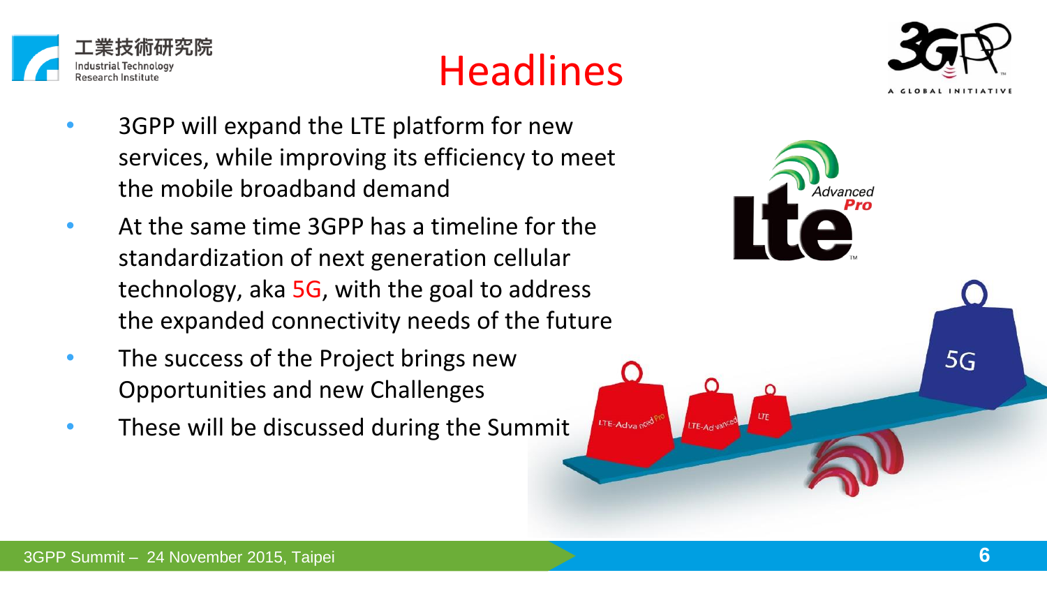# Headlines

- 3GPP will expand the LTE platform for new services, while improving its efficiency to meet the mobile broadband demand
- At the same time 3GPP has a timeline for the standardization of next generation cellular technology, aka 5G, with the goal to address the expanded connectivity needs of the future
- The success of the Project brings new Opportunities and new Challenges
- These will be discussed during the Summit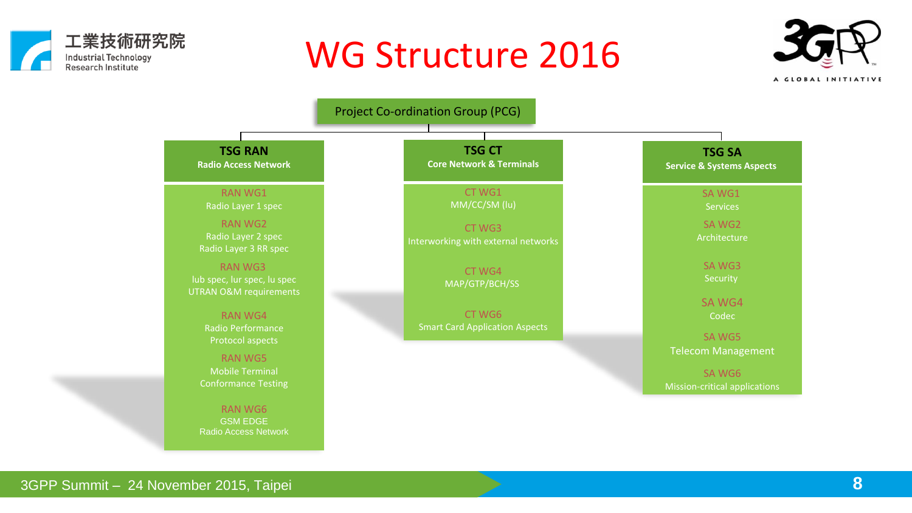# WG Structure 2016

Project Co-ordination Group (PCG)

## TSG RAN
**Radio Access Network**

- RAN WG1
  Radio Layer 1 spec
- RAN WG2
  Radio Layer 2 spec
  Radio Layer 3 RR spec
- RAN WG3
  Iub spec, Iur spec, Iu spec
  UTRAN O&M requirements
- RAN WG4
  Radio Performance
  Protocol aspects
- RAN WG5
  Mobile Terminal
  Conformance Testing
- RAN WG6
  GSM EDGE
  Radio Access Network

## TSG CT
**Core Network & Terminals**

- CT WG1
  MM/CC/SM (Iu)
- CT WG3
  Interworking with external networks
- CT WG4
  MAP/GTP/BCH/SS
- CT WG6
  Smart Card Application Aspects

## TSG SA
**Service & Systems Aspects**

- SA WG1
  Services
- SA WG2
  Architecture
- SA WG3
  Security
- SA WG4
  Codec
- SA WG5
  Telecom Management
- SA WG6
  Mission-critical applications

3GPP Summit – 24 November 2015, Taipei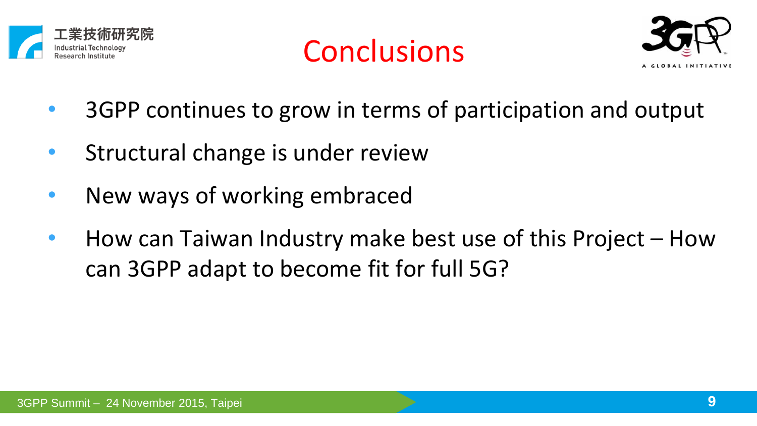# Conclusions

- 3GPP continues to grow in terms of participation and output
- Structural change is under review
- New ways of working embraced
- How can Taiwan Industry make best use of this Project – How can 3GPP adapt to become fit for full 5G?